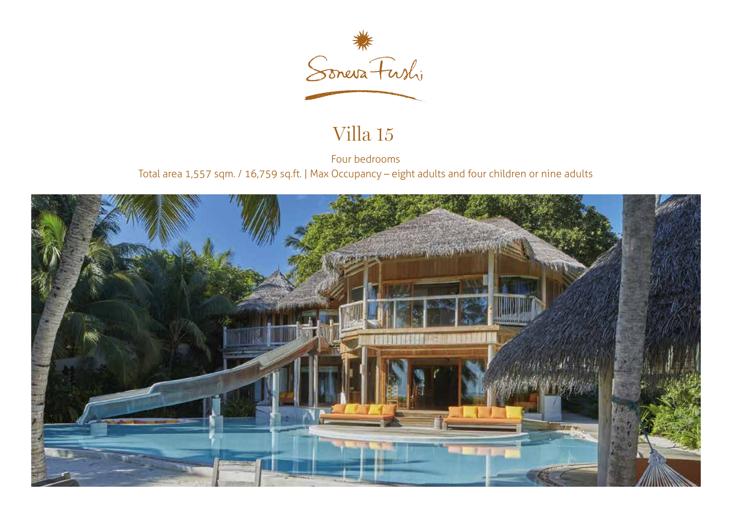Soneva Fushi

# Villa 15

Four bedrooms

Total area 1,557 sqm. / 16,759 sq.ft. | Max Occupancy – eight adults and four children or nine adults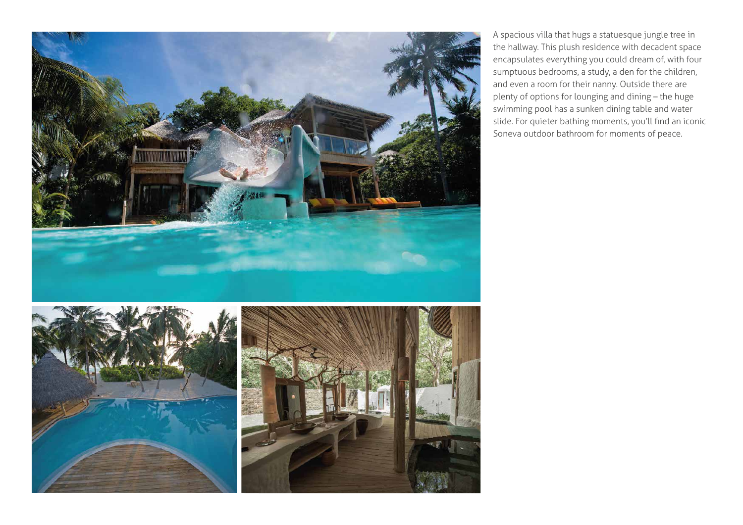A spacious villa that hugs a statuesque jungle tree in the hallway. This plush residence with decadent space encapsulates everything you could dream of, with four sumptuous bedrooms, a study, a den for the children, and even a room for their nanny. Outside there are plenty of options for lounging and dining – the huge swimming pool has a sunken dining table and water slide. For quieter bathing moments, you'll find an iconic Soneva outdoor bathroom for moments of peace.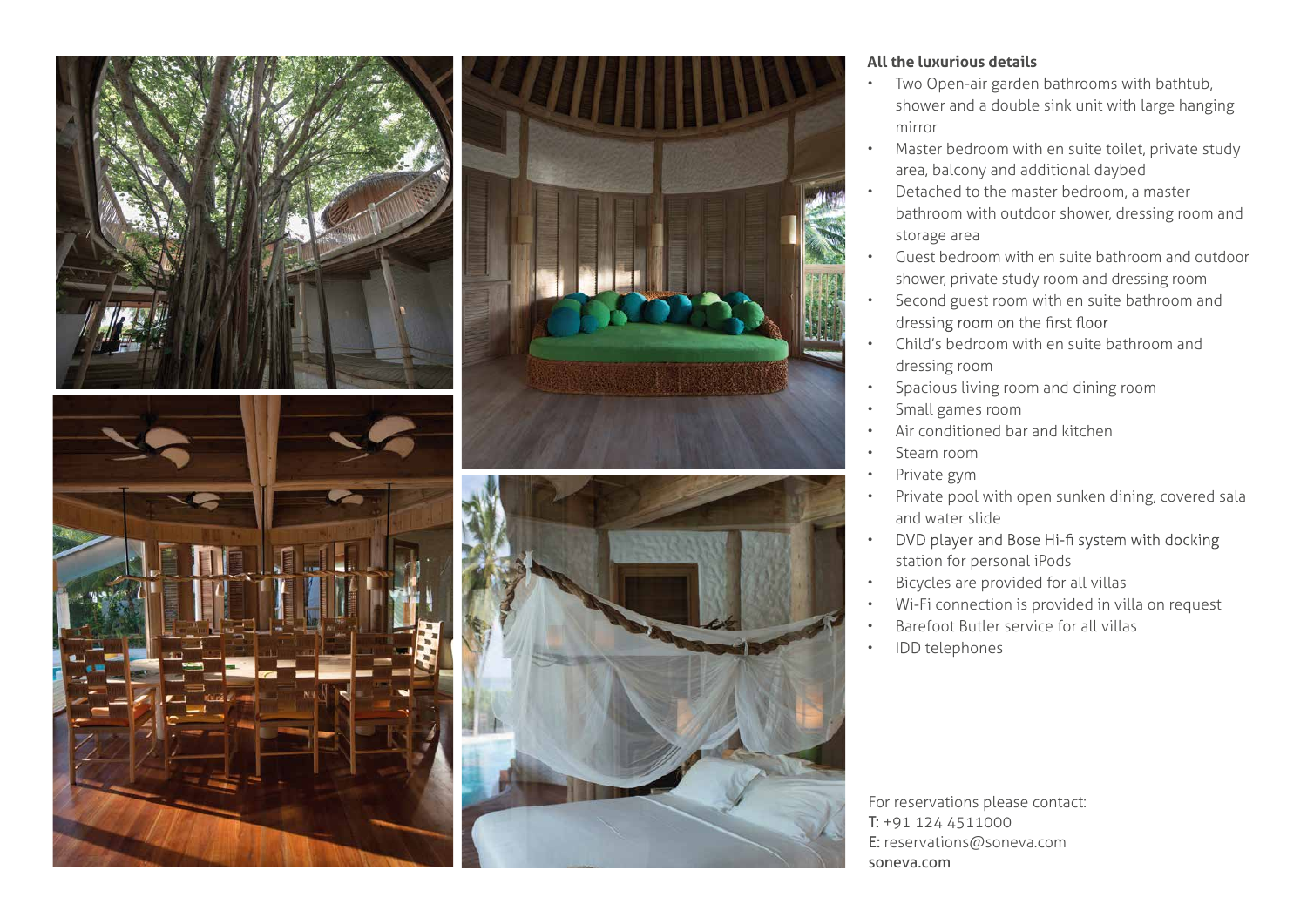**All the luxurious details**

- Two Open-air garden bathrooms with bathtub, shower and a double sink unit with large hanging mirror
- Master bedroom with en suite toilet, private study area, balcony and additional daybed
- Detached to the master bedroom, a master bathroom with outdoor shower, dressing room and storage area
- Guest bedroom with en suite bathroom and outdoor shower, private study room and dressing room
- Second guest room with en suite bathroom and dressing room on the first floor
- Child's bedroom with en suite bathroom and dressing room
- Spacious living room and dining room
- Small games room
- Air conditioned bar and kitchen
- Steam room
- Private gym
- Private pool with open sunken dining, covered sala and water slide
- DVD player and Bose Hi-fi system with docking station for personal iPods
- Bicycles are provided for all villas
- Wi-Fi connection is provided in villa on request
- Barefoot Butler service for all villas
- IDD telephones

For reservations please contact:
T: +91 124 4511000
E: reservations@soneva.com
soneva.com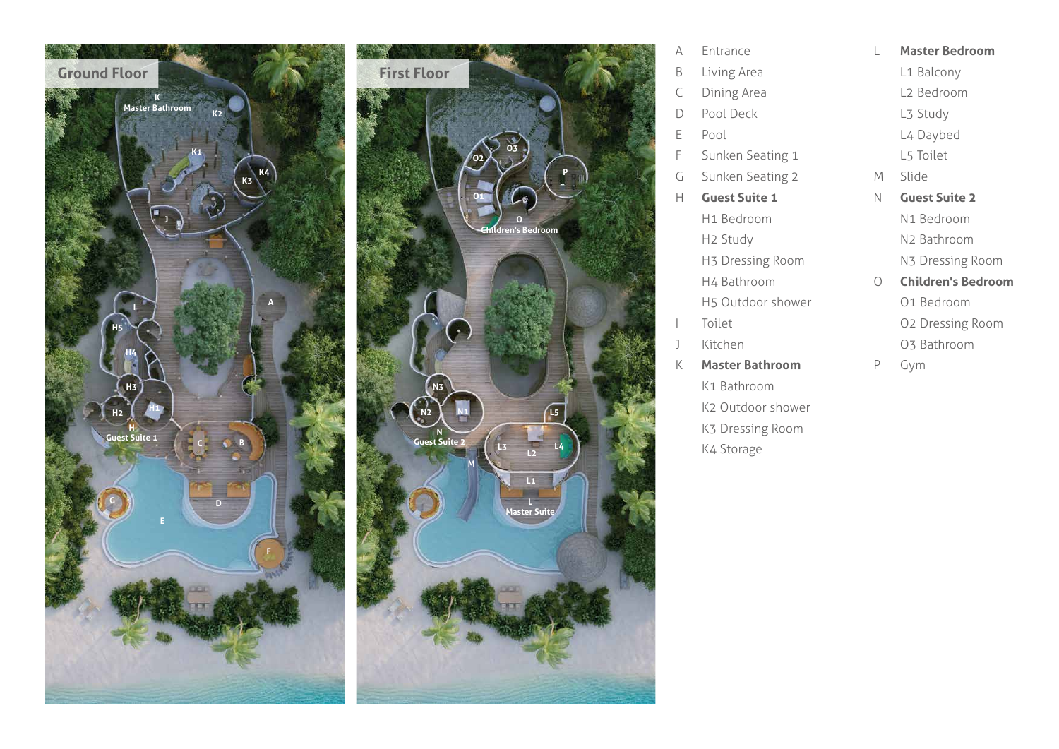## Ground Floor

## First Floor

A Entrance

B Living Area

C Dining Area

D Pool Deck

E Pool

F Sunken Seating 1

G Sunken Seating 2

H **Guest Suite 1**

H1 Bedroom

H2 Study

H3 Dressing Room

H4 Bathroom

H5 Outdoor shower

I Toilet

J Kitchen

K **Master Bathroom**

K1 Bathroom

K2 Outdoor shower

K3 Dressing Room

K4 Storage

L **Master Bedroom**

L1 Balcony

L2 Bedroom

L3 Study

L4 Daybed

L5 Toilet

M Slide

N **Guest Suite 2**

N1 Bedroom

N2 Bathroom

N3 Dressing Room

O **Children's Bedroom**

O1 Bedroom

O2 Dressing Room

O3 Bathroom

P Gym